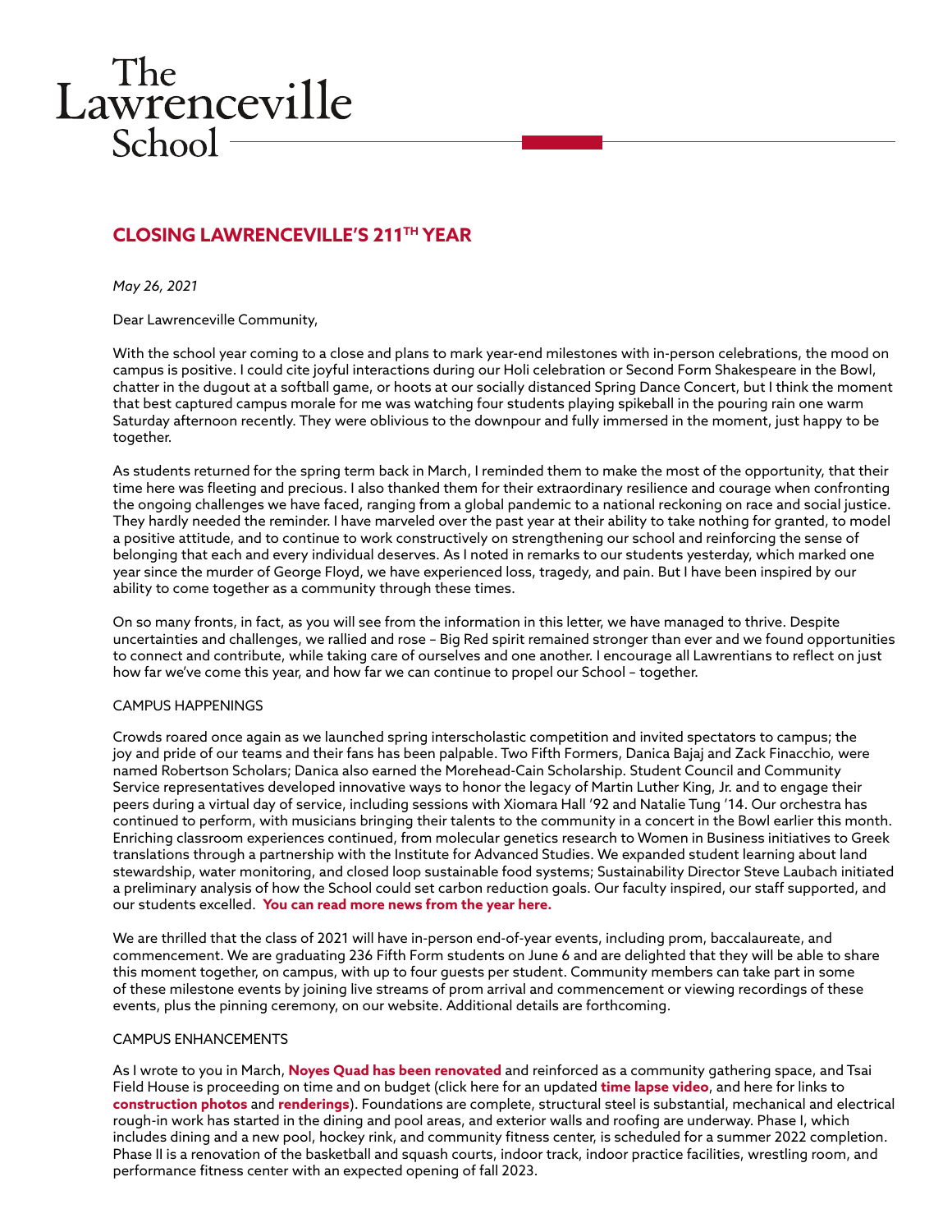The Lawrenceville School

# CLOSING LAWRENCEVILLE'S 211TH YEAR

*May 26, 2021*

Dear Lawrenceville Community,

With the school year coming to a close and plans to mark year-end milestones with in-person celebrations, the mood on campus is positive. I could cite joyful interactions during our Holi celebration or Second Form Shakespeare in the Bowl, chatter in the dugout at a softball game, or hoots at our socially distanced Spring Dance Concert, but I think the moment that best captured campus morale for me was watching four students playing spikeball in the pouring rain one warm Saturday afternoon recently. They were oblivious to the downpour and fully immersed in the moment, just happy to be together.

As students returned for the spring term back in March, I reminded them to make the most of the opportunity, that their time here was fleeting and precious. I also thanked them for their extraordinary resilience and courage when confronting the ongoing challenges we have faced, ranging from a global pandemic to a national reckoning on race and social justice. They hardly needed the reminder. I have marveled over the past year at their ability to take nothing for granted, to model a positive attitude, and to continue to work constructively on strengthening our school and reinforcing the sense of belonging that each and every individual deserves. As I noted in remarks to our students yesterday, which marked one year since the murder of George Floyd, we have experienced loss, tragedy, and pain. But I have been inspired by our ability to come together as a community through these times.

On so many fronts, in fact, as you will see from the information in this letter, we have managed to thrive. Despite uncertainties and challenges, we rallied and rose – Big Red spirit remained stronger than ever and we found opportunities to connect and contribute, while taking care of ourselves and one another. I encourage all Lawrentians to reflect on just how far we've come this year, and how far we can continue to propel our School – together.

## CAMPUS HAPPENINGS

Crowds roared once again as we launched spring interscholastic competition and invited spectators to campus; the joy and pride of our teams and their fans has been palpable. Two Fifth Formers, Danica Bajaj and Zack Finacchio, were named Robertson Scholars; Danica also earned the Morehead-Cain Scholarship. Student Council and Community Service representatives developed innovative ways to honor the legacy of Martin Luther King, Jr. and to engage their peers during a virtual day of service, including sessions with Xiomara Hall '92 and Natalie Tung '14. Our orchestra has continued to perform, with musicians bringing their talents to the community in a concert in the Bowl earlier this month. Enriching classroom experiences continued, from molecular genetics research to Women in Business initiatives to Greek translations through a partnership with the Institute for Advanced Studies. We expanded student learning about land stewardship, water monitoring, and closed loop sustainable food systems; Sustainability Director Steve Laubach initiated a preliminary analysis of how the School could set carbon reduction goals. Our faculty inspired, our staff supported, and our students excelled. **You can read more news from the year here.**

We are thrilled that the class of 2021 will have in-person end-of-year events, including prom, baccalaureate, and commencement. We are graduating 236 Fifth Form students on June 6 and are delighted that they will be able to share this moment together, on campus, with up to four guests per student. Community members can take part in some of these milestone events by joining live streams of prom arrival and commencement or viewing recordings of these events, plus the pinning ceremony, on our website. Additional details are forthcoming.

## CAMPUS ENHANCEMENTS

As I wrote to you in March, **Noyes Quad has been renovated** and reinforced as a community gathering space, and Tsai Field House is proceeding on time and on budget (click here for an updated **time lapse video**, and here for links to **construction photos** and **renderings**). Foundations are complete, structural steel is substantial, mechanical and electrical rough-in work has started in the dining and pool areas, and exterior walls and roofing are underway. Phase I, which includes dining and a new pool, hockey rink, and community fitness center, is scheduled for a summer 2022 completion. Phase II is a renovation of the basketball and squash courts, indoor track, indoor practice facilities, wrestling room, and performance fitness center with an expected opening of fall 2023.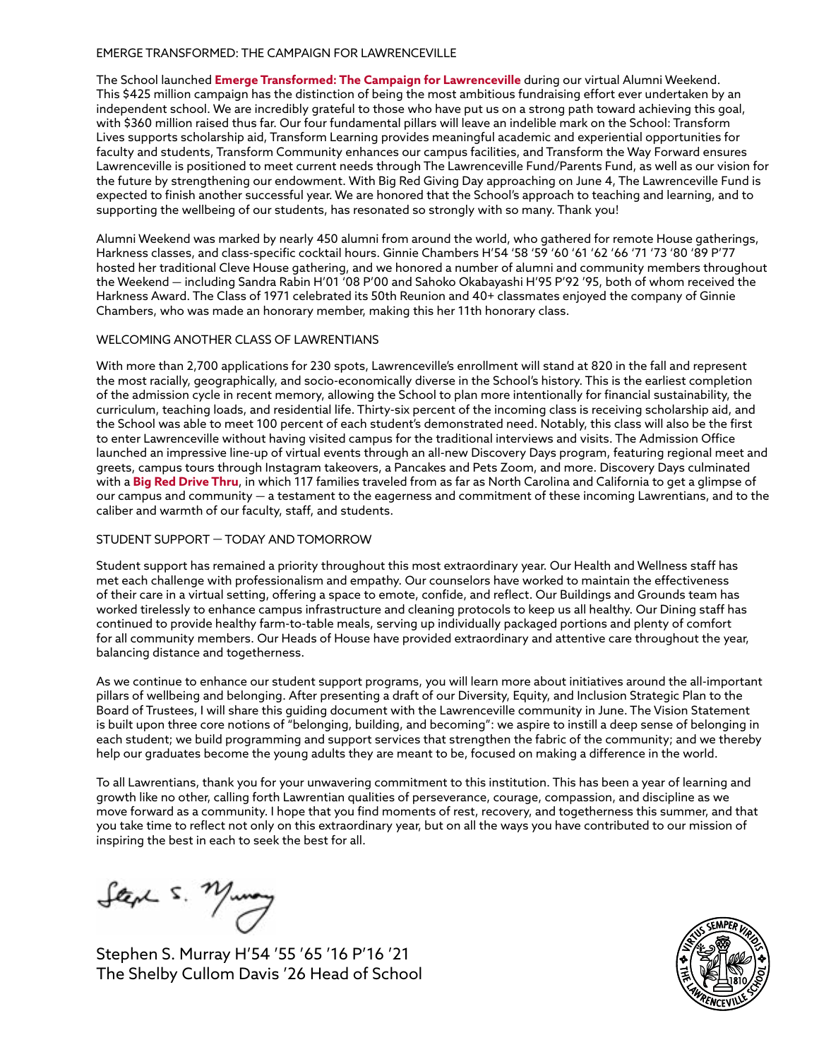## EMERGE TRANSFORMED: THE CAMPAIGN FOR LAWRENCEVILLE

The School launched **Emerge Transformed: The Campaign for Lawrenceville** during our virtual Alumni Weekend. This $425 million campaign has the distinction of being the most ambitious fundraising effort ever undertaken by an independent school. We are incredibly grateful to those who have put us on a strong path toward achieving this goal, with $360 million raised thus far. Our four fundamental pillars will leave an indelible mark on the School: Transform Lives supports scholarship aid, Transform Learning provides meaningful academic and experiential opportunities for faculty and students, Transform Community enhances our campus facilities, and Transform the Way Forward ensures Lawrenceville is positioned to meet current needs through The Lawrenceville Fund/Parents Fund, as well as our vision for the future by strengthening our endowment. With Big Red Giving Day approaching on June 4, The Lawrenceville Fund is expected to finish another successful year. We are honored that the School's approach to teaching and learning, and to supporting the wellbeing of our students, has resonated so strongly with so many. Thank you!

Alumni Weekend was marked by nearly 450 alumni from around the world, who gathered for remote House gatherings, Harkness classes, and class-specific cocktail hours. Ginnie Chambers H'54 '58 '59 '60 '61 '62 '66 '71 '73 '80 '89 P'77 hosted her traditional Cleve House gathering, and we honored a number of alumni and community members throughout the Weekend — including Sandra Rabin H'01 '08 P'00 and Sahoko Okabayashi H'95 P'92 '95, both of whom received the Harkness Award. The Class of 1971 celebrated its 50th Reunion and 40+ classmates enjoyed the company of Ginnie Chambers, who was made an honorary member, making this her 11th honorary class.

## WELCOMING ANOTHER CLASS OF LAWRENTIANS

With more than 2,700 applications for 230 spots, Lawrenceville's enrollment will stand at 820 in the fall and represent the most racially, geographically, and socio-economically diverse in the School's history. This is the earliest completion of the admission cycle in recent memory, allowing the School to plan more intentionally for financial sustainability, the curriculum, teaching loads, and residential life. Thirty-six percent of the incoming class is receiving scholarship aid, and the School was able to meet 100 percent of each student's demonstrated need. Notably, this class will also be the first to enter Lawrenceville without having visited campus for the traditional interviews and visits. The Admission Office launched an impressive line-up of virtual events through an all-new Discovery Days program, featuring regional meet and greets, campus tours through Instagram takeovers, a Pancakes and Pets Zoom, and more. Discovery Days culminated with a **Big Red Drive Thru**, in which 117 families traveled from as far as North Carolina and California to get a glimpse of our campus and community — a testament to the eagerness and commitment of these incoming Lawrentians, and to the caliber and warmth of our faculty, staff, and students.

## STUDENT SUPPORT — TODAY AND TOMORROW

Student support has remained a priority throughout this most extraordinary year. Our Health and Wellness staff has met each challenge with professionalism and empathy. Our counselors have worked to maintain the effectiveness of their care in a virtual setting, offering a space to emote, confide, and reflect. Our Buildings and Grounds team has worked tirelessly to enhance campus infrastructure and cleaning protocols to keep us all healthy. Our Dining staff has continued to provide healthy farm-to-table meals, serving up individually packaged portions and plenty of comfort for all community members. Our Heads of House have provided extraordinary and attentive care throughout the year, balancing distance and togetherness.

As we continue to enhance our student support programs, you will learn more about initiatives around the all-important pillars of wellbeing and belonging. After presenting a draft of our Diversity, Equity, and Inclusion Strategic Plan to the Board of Trustees, I will share this guiding document with the Lawrenceville community in June. The Vision Statement is built upon three core notions of "belonging, building, and becoming": we aspire to instill a deep sense of belonging in each student; we build programming and support services that strengthen the fabric of the community; and we thereby help our graduates become the young adults they are meant to be, focused on making a difference in the world.

To all Lawrentians, thank you for your unwavering commitment to this institution. This has been a year of learning and growth like no other, calling forth Lawrentian qualities of perseverance, courage, compassion, and discipline as we move forward as a community. I hope that you find moments of rest, recovery, and togetherness this summer, and that you take time to reflect not only on this extraordinary year, but on all the ways you have contributed to our mission of inspiring the best in each to seek the best for all.

Stephen S. Murray H'54 '55 '65 '16 P'16 '21
The Shelby Cullom Davis '26 Head of School

VIRTUS SEMPER VIRIDIS
THE LAWRENCEVILLE SCHOOL
1810